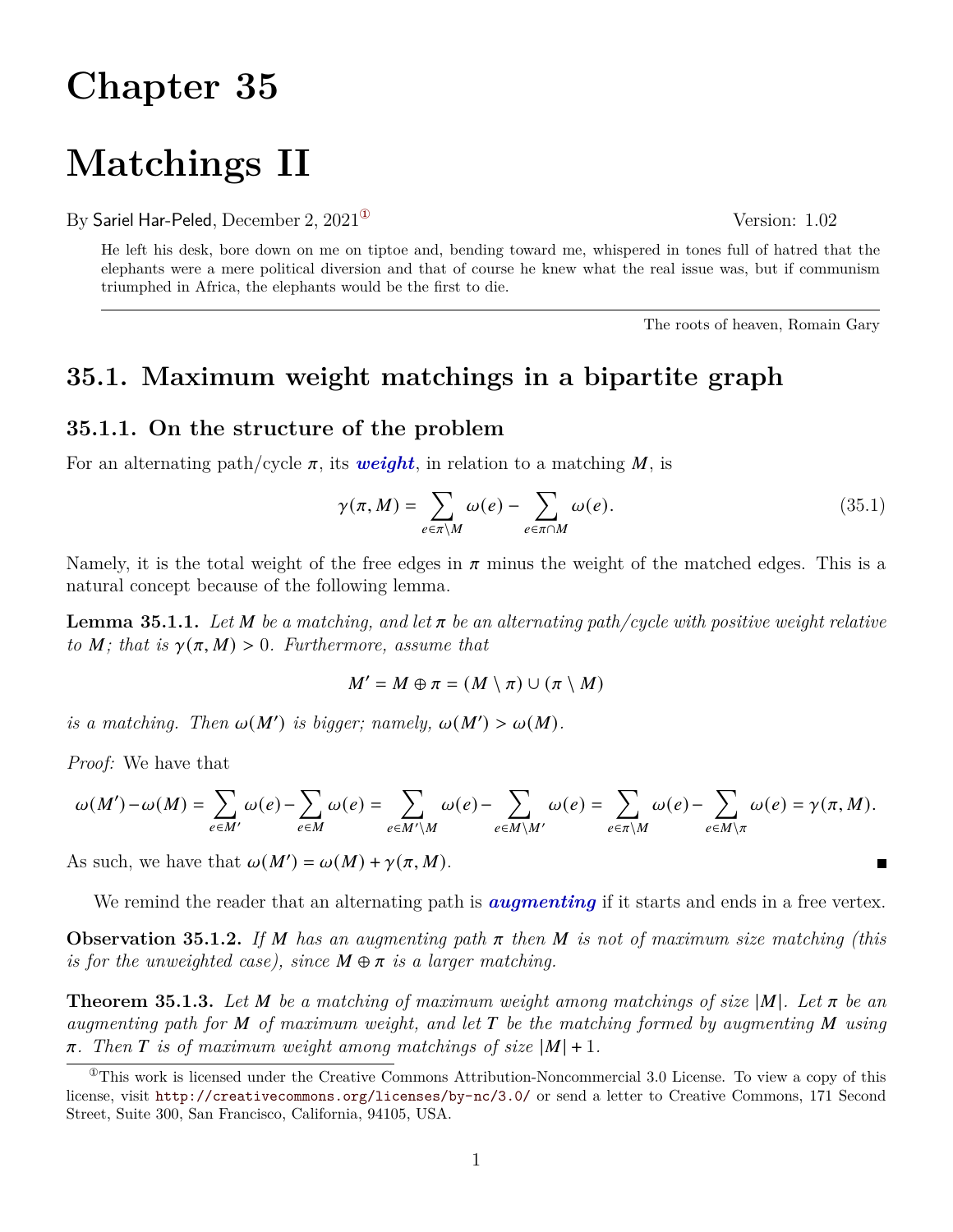# Chapter 35

# Matchings II

By Sariel Har-Peled, December 2, 2021[①] Version: 1.02

> He left his desk, bore down on me on tiptoe and, bending toward me, whispered in tones full of hatred that the elephants were a mere political diversion and that of course he knew what the real issue was, but if communism triumphed in Africa, the elephants would be the first to die.
>
> The roots of heaven, Romain Gary

## 35.1. Maximum weight matchings in a bipartite graph

### 35.1.1. On the structure of the problem

For an alternating path/cycle $\pi$, its ***weight***, in relation to a matching $M$, is

$$\gamma(\pi, M) = \sum_{e \in \pi \setminus M} \omega(e) - \sum_{e \in \pi \cap M} \omega(e). \tag{35.1}$$

Namely, it is the total weight of the free edges in $\pi$ minus the weight of the matched edges. This is a natural concept because of the following lemma.

**Lemma 35.1.1.** *Let $M$ be a matching, and let $\pi$ be an alternating path/cycle with positive weight relative to $M$; that is $\gamma(\pi, M) > 0$. Furthermore, assume that*

$$M' = M \oplus \pi = (M \setminus \pi) \cup (\pi \setminus M)$$

*is a matching. Then $\omega(M')$ is bigger; namely, $\omega(M') > \omega(M)$.*

*Proof:* We have that

$$\omega(M') - \omega(M) = \sum_{e \in M'} \omega(e) - \sum_{e \in M} \omega(e) = \sum_{e \in M' \setminus M} \omega(e) - \sum_{e \in M \setminus M'} \omega(e) = \sum_{e \in \pi \setminus M} \omega(e) - \sum_{e \in M \setminus \pi} \omega(e) = \gamma(\pi, M).$$

As such, we have that $\omega(M') = \omega(M) + \gamma(\pi, M)$. ∎

We remind the reader that an alternating path is ***augmenting*** if it starts and ends in a free vertex.

**Observation 35.1.2.** *If $M$ has an augmenting path $\pi$ then $M$ is not of maximum size matching (this is for the unweighted case), since $M \oplus \pi$ is a larger matching.*

**Theorem 35.1.3.** *Let $M$ be a matching of maximum weight among matchings of size $|M|$. Let $\pi$ be an augmenting path for $M$ of maximum weight, and let $T$ be the matching formed by augmenting $M$ using $\pi$. Then $T$ is of maximum weight among matchings of size $|M| + 1$.*

---

[①] This work is licensed under the Creative Commons Attribution-Noncommercial 3.0 License. To view a copy of this license, visit http://creativecommons.org/licenses/by-nc/3.0/ or send a letter to Creative Commons, 171 Second Street, Suite 300, San Francisco, California, 94105, USA.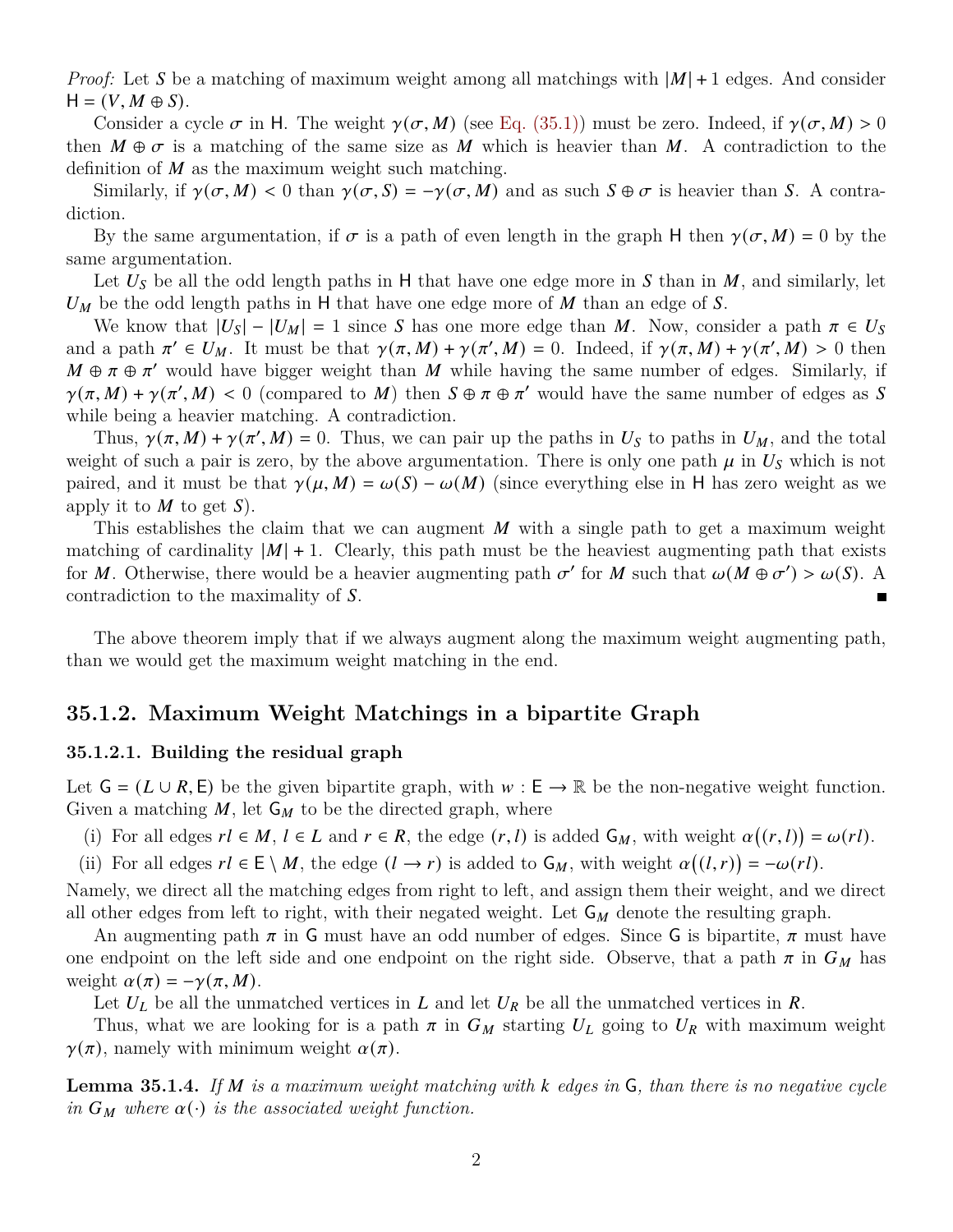*Proof:* Let $S$ be a matching of maximum weight among all matchings with $|M| + 1$ edges. And consider $\mathsf{H} = (V, M \oplus S)$.

Consider a cycle $\sigma$ in $\mathsf{H}$. The weight $\gamma(\sigma, M)$ (see Eq. (35.1)) must be zero. Indeed, if $\gamma(\sigma, M) > 0$ then $M \oplus \sigma$ is a matching of the same size as $M$ which is heavier than $M$. A contradiction to the definition of $M$ as the maximum weight such matching.

Similarly, if $\gamma(\sigma, M) < 0$ than $\gamma(\sigma, S) = -\gamma(\sigma, M)$ and as such $S \oplus \sigma$ is heavier than $S$. A contradiction.

By the same argumentation, if $\sigma$ is a path of even length in the graph $\mathsf{H}$ then $\gamma(\sigma, M) = 0$ by the same argumentation.

Let $U_S$ be all the odd length paths in $\mathsf{H}$ that have one edge more in $S$ than in $M$, and similarly, let $U_M$ be the odd length paths in $\mathsf{H}$ that have one edge more of $M$ than an edge of $S$.

We know that $|U_S| - |U_M| = 1$ since $S$ has one more edge than $M$. Now, consider a path $\pi \in U_S$ and a path $\pi' \in U_M$. It must be that $\gamma(\pi, M) + \gamma(\pi', M) = 0$. Indeed, if $\gamma(\pi, M) + \gamma(\pi', M) > 0$ then $M \oplus \pi \oplus \pi'$ would have bigger weight than $M$ while having the same number of edges. Similarly, if $\gamma(\pi, M) + \gamma(\pi', M) < 0$ (compared to $M$) then $S \oplus \pi \oplus \pi'$ would have the same number of edges as $S$ while being a heavier matching. A contradiction.

Thus, $\gamma(\pi, M) + \gamma(\pi', M) = 0$. Thus, we can pair up the paths in $U_S$ to paths in $U_M$, and the total weight of such a pair is zero, by the above argumentation. There is only one path $\mu$ in $U_S$ which is not paired, and it must be that $\gamma(\mu, M) = \omega(S) - \omega(M)$ (since everything else in $\mathsf{H}$ has zero weight as we apply it to $M$ to get $S$).

This establishes the claim that we can augment $M$ with a single path to get a maximum weight matching of cardinality $|M| + 1$. Clearly, this path must be the heaviest augmenting path that exists for $M$. Otherwise, there would be a heavier augmenting path $\sigma'$ for $M$ such that $\omega(M \oplus \sigma') > \omega(S)$. A contradiction to the maximality of $S$. ■

The above theorem imply that if we always augment along the maximum weight augmenting path, than we would get the maximum weight matching in the end.

## 35.1.2. Maximum Weight Matchings in a bipartite Graph

### 35.1.2.1. Building the residual graph

Let $\mathsf{G} = (L \cup R, \mathsf{E})$ be the given bipartite graph, with $w : \mathsf{E} \to \mathbb{R}$ be the non-negative weight function. Given a matching $M$, let $\mathsf{G}_M$ to be the directed graph, where

(i) For all edges $rl \in M$, $l \in L$ and $r \in R$, the edge $(r, l)$ is added $\mathsf{G}_M$, with weight $\alpha\big((r, l)\big) = \omega(rl)$.

(ii) For all edges $rl \in \mathsf{E} \setminus M$, the edge $(l \to r)$ is added to $\mathsf{G}_M$, with weight $\alpha\big((l, r)\big) = -\omega(rl)$.

Namely, we direct all the matching edges from right to left, and assign them their weight, and we direct all other edges from left to right, with their negated weight. Let $\mathsf{G}_M$ denote the resulting graph.

An augmenting path $\pi$ in $\mathsf{G}$ must have an odd number of edges. Since $\mathsf{G}$ is bipartite, $\pi$ must have one endpoint on the left side and one endpoint on the right side. Observe, that a path $\pi$ in $G_M$ has weight $\alpha(\pi) = -\gamma(\pi, M)$.

Let $U_L$ be all the unmatched vertices in $L$ and let $U_R$ be all the unmatched vertices in $R$.

Thus, what we are looking for is a path $\pi$ in $G_M$ starting $U_L$ going to $U_R$ with maximum weight $\gamma(\pi)$, namely with minimum weight $\alpha(\pi)$.

**Lemma 35.1.4.** *If $M$ is a maximum weight matching with $k$ edges in $\mathsf{G}$, than there is no negative cycle in $G_M$ where $\alpha(\cdot)$ is the associated weight function.*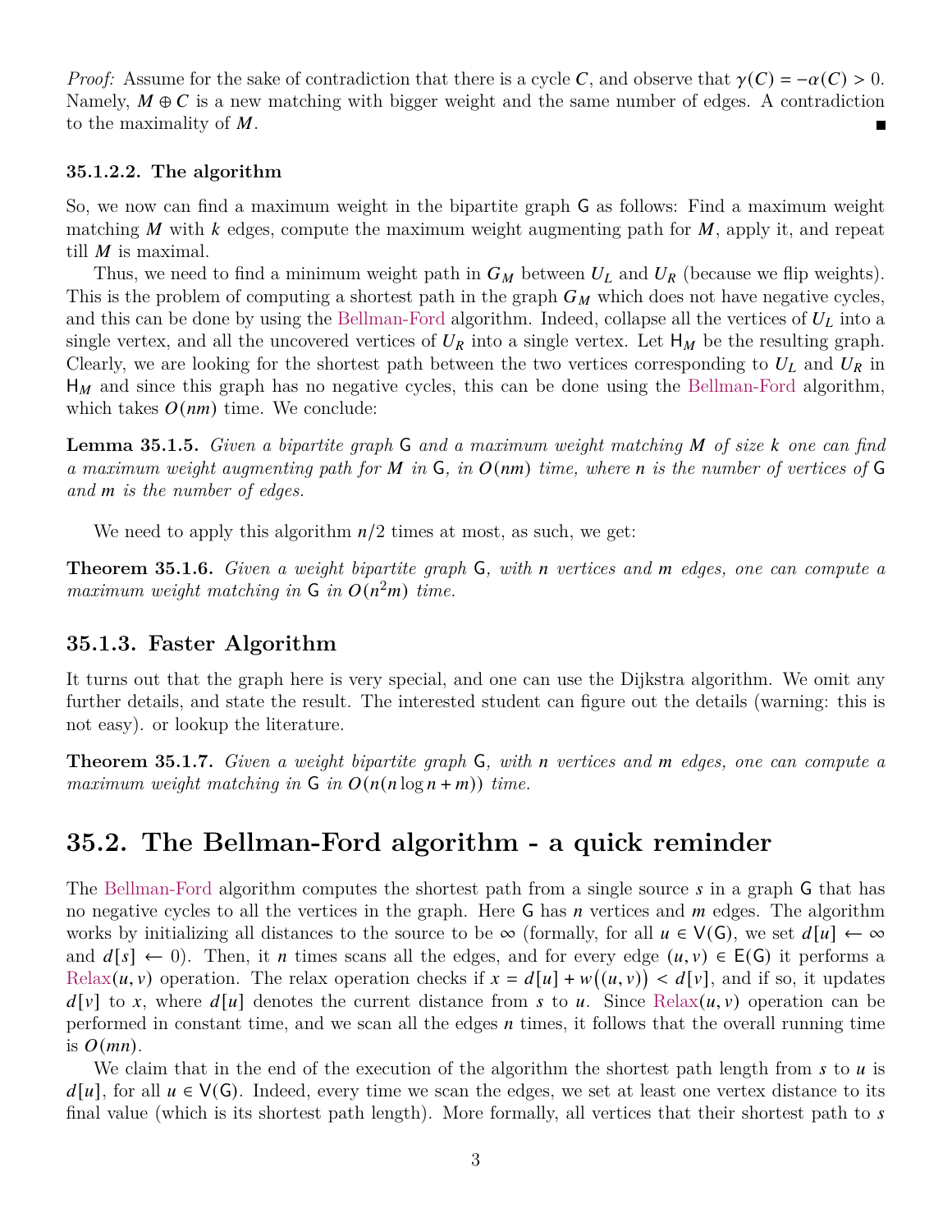*Proof:* Assume for the sake of contradiction that there is a cycle $C$, and observe that $\gamma(C) = -\alpha(C) > 0$. Namely, $M \oplus C$ is a new matching with bigger weight and the same number of edges. A contradiction to the maximality of $M$. ∎

#### 35.1.2.2. The algorithm

So, we now can find a maximum weight in the bipartite graph $\mathsf{G}$ as follows: Find a maximum weight matching $M$ with $k$ edges, compute the maximum weight augmenting path for $M$, apply it, and repeat till $M$ is maximal.

Thus, we need to find a minimum weight path in $G_M$ between $U_L$ and $U_R$ (because we flip weights). This is the problem of computing a shortest path in the graph $G_M$ which does not have negative cycles, and this can be done by using the Bellman-Ford algorithm. Indeed, collapse all the vertices of $U_L$ into a single vertex, and all the uncovered vertices of $U_R$ into a single vertex. Let $\mathsf{H}_M$ be the resulting graph. Clearly, we are looking for the shortest path between the two vertices corresponding to $U_L$ and $U_R$ in $\mathsf{H}_M$ and since this graph has no negative cycles, this can be done using the Bellman-Ford algorithm, which takes $O(nm)$ time. We conclude:

**Lemma 35.1.5.** *Given a bipartite graph* $\mathsf{G}$ *and a maximum weight matching* $M$ *of size* $k$ *one can find a maximum weight augmenting path for* $M$ *in* $\mathsf{G}$*, in* $O(nm)$ *time, where* $n$ *is the number of vertices of* $\mathsf{G}$ *and* $m$ *is the number of edges.*

We need to apply this algorithm $n/2$ times at most, as such, we get:

**Theorem 35.1.6.** *Given a weight bipartite graph* $\mathsf{G}$*, with* $n$ *vertices and* $m$ *edges, one can compute a maximum weight matching in* $\mathsf{G}$ *in* $O(n^2 m)$ *time.*

### 35.1.3. Faster Algorithm

It turns out that the graph here is very special, and one can use the Dijkstra algorithm. We omit any further details, and state the result. The interested student can figure out the details (warning: this is not easy). or lookup the literature.

**Theorem 35.1.7.** *Given a weight bipartite graph* $\mathsf{G}$*, with* $n$ *vertices and* $m$ *edges, one can compute a maximum weight matching in* $\mathsf{G}$ *in* $O(n(n \log n + m))$ *time.*

## 35.2. The Bellman-Ford algorithm - a quick reminder

The Bellman-Ford algorithm computes the shortest path from a single source $s$ in a graph $\mathsf{G}$ that has no negative cycles to all the vertices in the graph. Here $\mathsf{G}$ has $n$ vertices and $m$ edges. The algorithm works by initializing all distances to the source to be $\infty$ (formally, for all $u \in \mathsf{V}(\mathsf{G})$, we set $d[u] \leftarrow \infty$ and $d[s] \leftarrow 0$). Then, it $n$ times scans all the edges, and for every edge $(u, v) \in \mathsf{E}(\mathsf{G})$ it performs a Relax$(u, v)$ operation. The relax operation checks if $x = d[u] + w((u, v)) < d[v]$, and if so, it updates $d[v]$ to $x$, where $d[u]$ denotes the current distance from $s$ to $u$. Since Relax$(u, v)$ operation can be performed in constant time, and we scan all the edges $n$ times, it follows that the overall running time is $O(mn)$.

We claim that in the end of the execution of the algorithm the shortest path length from $s$ to $u$ is $d[u]$, for all $u \in \mathsf{V}(\mathsf{G})$. Indeed, every time we scan the edges, we set at least one vertex distance to its final value (which is its shortest path length). More formally, all vertices that their shortest path to $s$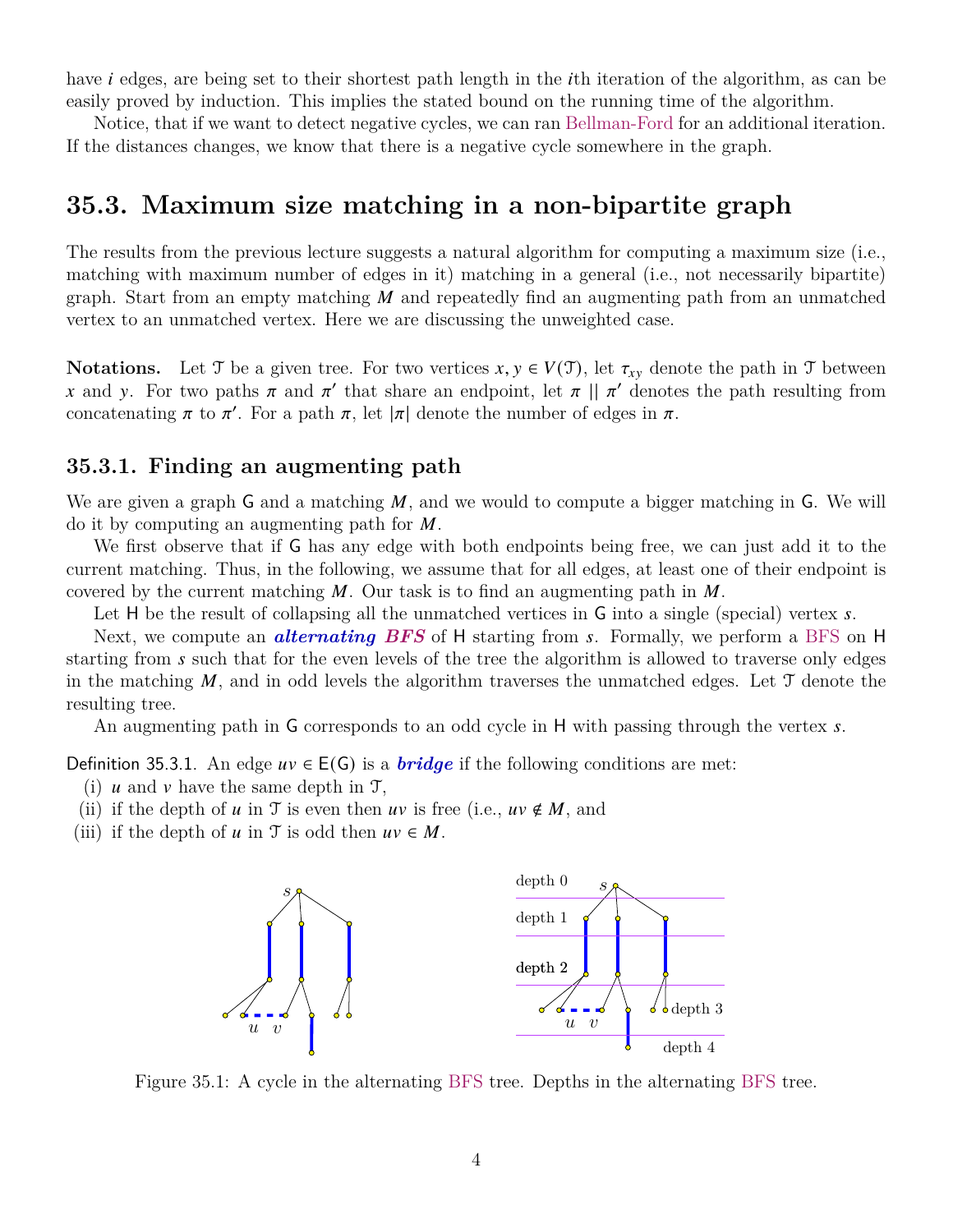have $i$ edges, are being set to their shortest path length in the $i$th iteration of the algorithm, as can be easily proved by induction. This implies the stated bound on the running time of the algorithm.

Notice, that if we want to detect negative cycles, we can ran Bellman-Ford for an additional iteration. If the distances changes, we know that there is a negative cycle somewhere in the graph.

## 35.3. Maximum size matching in a non-bipartite graph

The results from the previous lecture suggests a natural algorithm for computing a maximum size (i.e., matching with maximum number of edges in it) matching in a general (i.e., not necessarily bipartite) graph. Start from an empty matching $M$ and repeatedly find an augmenting path from an unmatched vertex to an unmatched vertex. Here we are discussing the unweighted case.

**Notations.** Let $\mathcal{T}$ be a given tree. For two vertices $x, y \in V(\mathcal{T})$, let $\tau_{xy}$ denote the path in $\mathcal{T}$ between $x$ and $y$. For two paths $\pi$ and $\pi'$ that share an endpoint, let $\pi \,||\, \pi'$ denotes the path resulting from concatenating $\pi$ to $\pi'$. For a path $\pi$, let $|\pi|$ denote the number of edges in $\pi$.

### 35.3.1. Finding an augmenting path

We are given a graph $\mathsf{G}$ and a matching $M$, and we would to compute a bigger matching in $\mathsf{G}$. We will do it by computing an augmenting path for $M$.

We first observe that if $\mathsf{G}$ has any edge with both endpoints being free, we can just add it to the current matching. Thus, in the following, we assume that for all edges, at least one of their endpoint is covered by the current matching $M$. Our task is to find an augmenting path in $M$.

Let $\mathsf{H}$ be the result of collapsing all the unmatched vertices in $\mathsf{G}$ into a single (special) vertex $s$.

Next, we compute an ***alternating BFS*** of $\mathsf{H}$ starting from $s$. Formally, we perform a BFS on $\mathsf{H}$ starting from $s$ such that for the even levels of the tree the algorithm is allowed to traverse only edges in the matching $M$, and in odd levels the algorithm traverses the unmatched edges. Let $\mathcal{T}$ denote the resulting tree.

An augmenting path in $\mathsf{G}$ corresponds to an odd cycle in $\mathsf{H}$ with passing through the vertex $s$.

Definition 35.3.1. An edge $uv \in \mathsf{E}(\mathsf{G})$ is a ***bridge*** if the following conditions are met:

(i) $u$ and $v$ have the same depth in $\mathcal{T}$,

(ii) if the depth of $u$ in $\mathcal{T}$ is even then $uv$ is free (i.e., $uv \notin M$, and

(iii) if the depth of $u$ in $\mathcal{T}$ is odd then $uv \in M$.

Figure 35.1: A cycle in the alternating BFS tree. Depths in the alternating BFS tree.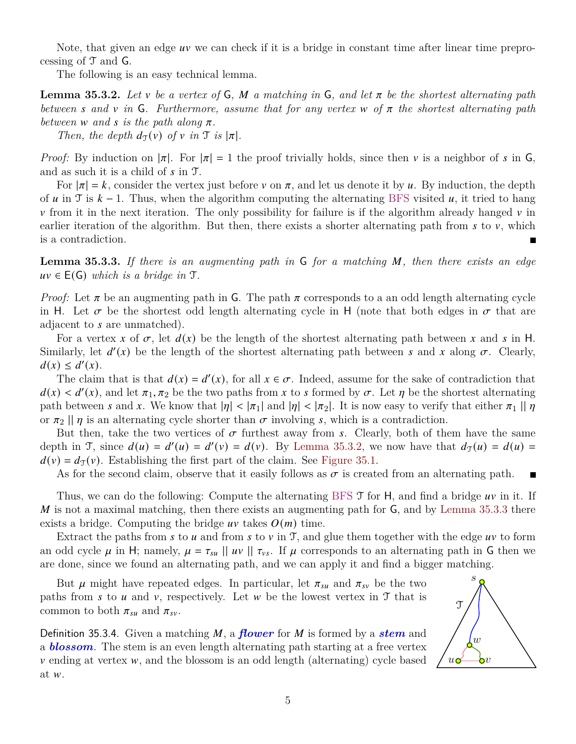Note, that given an edge $uv$ we can check if it is a bridge in constant time after linear time preprocessing of $\mathcal{T}$ and $\mathsf{G}$.

The following is an easy technical lemma.

**Lemma 35.3.2.** *Let $v$ be a vertex of $\mathsf{G}$, $M$ a matching in $\mathsf{G}$, and let $\pi$ be the shortest alternating path between $s$ and $v$ in $\mathsf{G}$. Furthermore, assume that for any vertex $w$ of $\pi$ the shortest alternating path between $w$ and $s$ is the path along $\pi$.*

*Then, the depth $d_{\mathcal{T}}(v)$ of $v$ in $\mathcal{T}$ is $|\pi|$.*

*Proof:* By induction on $|\pi|$. For $|\pi| = 1$ the proof trivially holds, since then $v$ is a neighbor of $s$ in $\mathsf{G}$, and as such it is a child of $s$ in $\mathcal{T}$.

For $|\pi| = k$, consider the vertex just before $v$ on $\pi$, and let us denote it by $u$. By induction, the depth of $u$ in $\mathcal{T}$ is $k - 1$. Thus, when the algorithm computing the alternating BFS visited $u$, it tried to hang $v$ from it in the next iteration. The only possibility for failure is if the algorithm already hanged $v$ in earlier iteration of the algorithm. But then, there exists a shorter alternating path from $s$ to $v$, which is a contradiction. ∎

**Lemma 35.3.3.** *If there is an augmenting path in $\mathsf{G}$ for a matching $M$, then there exists an edge $uv \in \mathsf{E}(\mathsf{G})$ which is a bridge in $\mathcal{T}$.*

*Proof:* Let $\pi$ be an augmenting path in $\mathsf{G}$. The path $\pi$ corresponds to a an odd length alternating cycle in $\mathsf{H}$. Let $\sigma$ be the shortest odd length alternating cycle in $\mathsf{H}$ (note that both edges in $\sigma$ that are adjacent to $s$ are unmatched).

For a vertex $x$ of $\sigma$, let $d(x)$ be the length of the shortest alternating path between $x$ and $s$ in $\mathsf{H}$. Similarly, let $d'(x)$ be the length of the shortest alternating path between $s$ and $x$ along $\sigma$. Clearly, $d(x) \leq d'(x)$.

The claim that is that $d(x) = d'(x)$, for all $x \in \sigma$. Indeed, assume for the sake of contradiction that $d(x) < d'(x)$, and let $\pi_1, \pi_2$ be the two paths from $x$ to $s$ formed by $\sigma$. Let $\eta$ be the shortest alternating path between $s$ and $x$. We know that $|\eta| < |\pi_1|$ and $|\eta| < |\pi_2|$. It is now easy to verify that either $\pi_1 \,||\, \eta$ or $\pi_2 \,||\, \eta$ is an alternating cycle shorter than $\sigma$ involving $s$, which is a contradiction.

But then, take the two vertices of $\sigma$ furthest away from $s$. Clearly, both of them have the same depth in $\mathcal{T}$, since $d(u) = d'(u) = d'(v) = d(v)$. By Lemma 35.3.2, we now have that $d_{\mathcal{T}}(u) = d(u) = d(v) = d_{\mathcal{T}}(v)$. Establishing the first part of the claim. See Figure 35.1.

As for the second claim, observe that it easily follows as $\sigma$ is created from an alternating path. ∎

Thus, we can do the following: Compute the alternating BFS $\mathcal{T}$ for $\mathsf{H}$, and find a bridge $uv$ in it. If $M$ is not a maximal matching, then there exists an augmenting path for $\mathsf{G}$, and by Lemma 35.3.3 there exists a bridge. Computing the bridge $uv$ takes $O(m)$ time.

Extract the paths from $s$ to $u$ and from $s$ to $v$ in $\mathcal{T}$, and glue them together with the edge $uv$ to form an odd cycle $\mu$ in $\mathsf{H}$; namely, $\mu = \tau_{su} \,||\, uv \,||\, \tau_{vs}$. If $\mu$ corresponds to an alternating path in $\mathsf{G}$ then we are done, since we found an alternating path, and we can apply it and find a bigger matching.

But $\mu$ might have repeated edges. In particular, let $\pi_{su}$ and $\pi_{sv}$ be the two paths from $s$ to $u$ and $v$, respectively. Let $w$ be the lowest vertex in $\mathcal{T}$ that is common to both $\pi_{su}$ and $\pi_{sv}$.

**Definition 35.3.4.** Given a matching $M$, a ***flower*** for $M$ is formed by a ***stem*** and a ***blossom***. The stem is an even length alternating path starting at a free vertex $v$ ending at vertex $w$, and the blossom is an odd length (alternating) cycle based at $w$.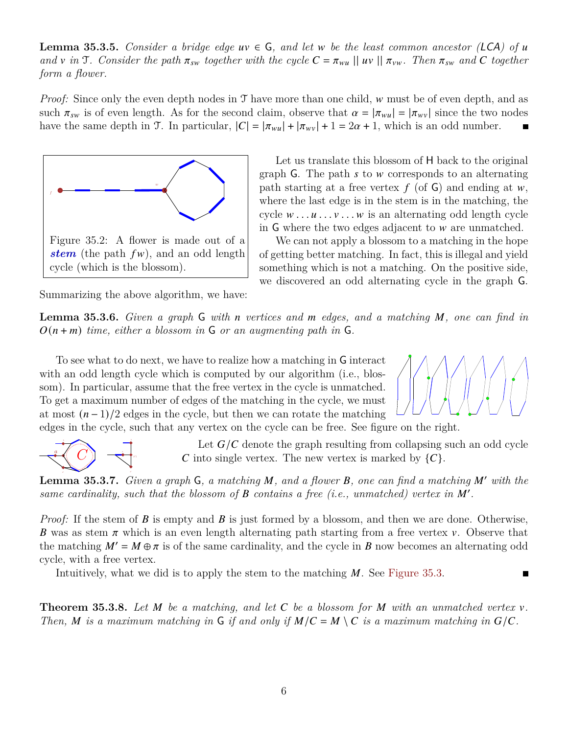**Lemma 35.3.5.** *Consider a bridge edge $uv \in G$, and let $w$ be the least common ancestor (LCA) of $u$ and $v$ in $\mathcal{T}$. Consider the path $\pi_{sw}$ together with the cycle $C = \pi_{wu} \,||\, uv \,||\, \pi_{vw}$. Then $\pi_{sw}$ and $C$ together form a flower.*

*Proof:* Since only the even depth nodes in $\mathcal{T}$ have more than one child, $w$ must be of even depth, and as such $\pi_{sw}$ is of even length. As for the second claim, observe that $\alpha = |\pi_{wu}| = |\pi_{wv}|$ since the two nodes have the same depth in $\mathcal{T}$. In particular, $|C| = |\pi_{wu}| + |\pi_{wv}| + 1 = 2\alpha + 1$, which is an odd number. ∎

Figure 35.2: A flower is made out of a ***stem*** (the path $fw$), and an odd length cycle (which is the blossom).

Let us translate this blossom of H back to the original graph G. The path $s$ to $w$ corresponds to an alternating path starting at a free vertex $f$ (of G) and ending at $w$, where the last edge is in the stem is in the matching, the cycle $w \ldots u \ldots v \ldots w$ is an alternating odd length cycle in G where the two edges adjacent to $w$ are unmatched.

We can not apply a blossom to a matching in the hope of getting better matching. In fact, this is illegal and yield something which is not a matching. On the positive side, we discovered an odd alternating cycle in the graph G. Summarizing the above algorithm, we have:

**Lemma 35.3.6.** *Given a graph G with $n$ vertices and $m$ edges, and a matching $M$, one can find in $O(n + m)$ time, either a blossom in G or an augmenting path in G.*

To see what to do next, we have to realize how a matching in G interact with an odd length cycle which is computed by our algorithm (i.e., blossom). In particular, assume that the free vertex in the cycle is unmatched. To get a maximum number of edges of the matching in the cycle, we must at most $(n-1)/2$ edges in the cycle, but then we can rotate the matching edges in the cycle, such that any vertex on the cycle can be free. See figure on the right.

Let $G/C$ denote the graph resulting from collapsing such an odd cycle $C$ into single vertex. The new vertex is marked by $\{C\}$.

**Lemma 35.3.7.** *Given a graph G, a matching $M$, and a flower $B$, one can find a matching $M'$ with the same cardinality, such that the blossom of $B$ contains a free (i.e., unmatched) vertex in $M'$.*

*Proof:* If the stem of $B$ is empty and $B$ is just formed by a blossom, and then we are done. Otherwise, $B$ was as stem $\pi$ which is an even length alternating path starting from a free vertex $v$. Observe that the matching $M' = M \oplus \pi$ is of the same cardinality, and the cycle in $B$ now becomes an alternating odd cycle, with a free vertex.

Intuitively, what we did is to apply the stem to the matching $M$. See Figure 35.3. ∎

**Theorem 35.3.8.** *Let $M$ be a matching, and let $C$ be a blossom for $M$ with an unmatched vertex $v$. Then, $M$ is a maximum matching in G if and only if $M/C = M \setminus C$ is a maximum matching in $G/C$.*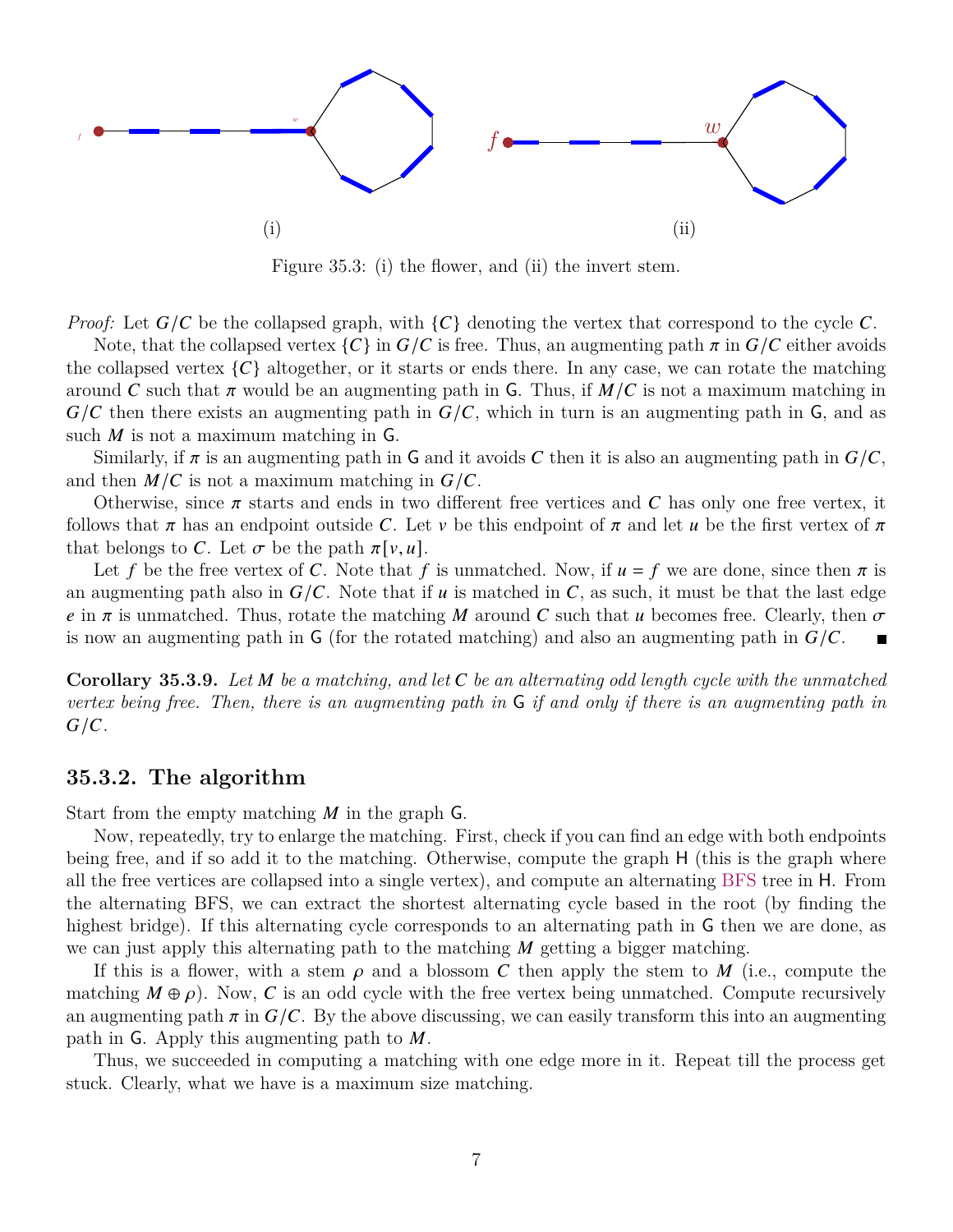Figure 35.3: (i) the flower, and (ii) the invert stem.

*Proof:* Let $G/C$ be the collapsed graph, with $\{C\}$ denoting the vertex that correspond to the cycle $C$.

Note, that the collapsed vertex $\{C\}$ in $G/C$ is free. Thus, an augmenting path $\pi$ in $G/C$ either avoids the collapsed vertex $\{C\}$ altogether, or it starts or ends there. In any case, we can rotate the matching around $C$ such that $\pi$ would be an augmenting path in $\mathsf{G}$. Thus, if $M/C$ is not a maximum matching in $G/C$ then there exists an augmenting path in $G/C$, which in turn is an augmenting path in $\mathsf{G}$, and as such $M$ is not a maximum matching in $\mathsf{G}$.

Similarly, if $\pi$ is an augmenting path in $\mathsf{G}$ and it avoids $C$ then it is also an augmenting path in $G/C$, and then $M/C$ is not a maximum matching in $G/C$.

Otherwise, since $\pi$ starts and ends in two different free vertices and $C$ has only one free vertex, it follows that $\pi$ has an endpoint outside $C$. Let $v$ be this endpoint of $\pi$ and let $u$ be the first vertex of $\pi$ that belongs to $C$. Let $\sigma$ be the path $\pi[v, u]$.

Let $f$ be the free vertex of $C$. Note that $f$ is unmatched. Now, if $u = f$ we are done, since then $\pi$ is an augmenting path also in $G/C$. Note that if $u$ is matched in $C$, as such, it must be that the last edge $e$ in $\pi$ is unmatched. Thus, rotate the matching $M$ around $C$ such that $u$ becomes free. Clearly, then $\sigma$ is now an augmenting path in $\mathsf{G}$ (for the rotated matching) and also an augmenting path in $G/C$. ∎

**Corollary 35.3.9.** *Let $M$ be a matching, and let $C$ be an alternating odd length cycle with the unmatched vertex being free. Then, there is an augmenting path in $\mathsf{G}$ if and only if there is an augmenting path in $G/C$.*

### 35.3.2. The algorithm

Start from the empty matching $M$ in the graph $\mathsf{G}$.

Now, repeatedly, try to enlarge the matching. First, check if you can find an edge with both endpoints being free, and if so add it to the matching. Otherwise, compute the graph $\mathsf{H}$ (this is the graph where all the free vertices are collapsed into a single vertex), and compute an alternating BFS tree in $\mathsf{H}$. From the alternating BFS, we can extract the shortest alternating cycle based in the root (by finding the highest bridge). If this alternating cycle corresponds to an alternating path in $\mathsf{G}$ then we are done, as we can just apply this alternating path to the matching $M$ getting a bigger matching.

If this is a flower, with a stem $\rho$ and a blossom $C$ then apply the stem to $M$ (i.e., compute the matching $M \oplus \rho$). Now, $C$ is an odd cycle with the free vertex being unmatched. Compute recursively an augmenting path $\pi$ in $G/C$. By the above discussing, we can easily transform this into an augmenting path in $\mathsf{G}$. Apply this augmenting path to $M$.

Thus, we succeeded in computing a matching with one edge more in it. Repeat till the process get stuck. Clearly, what we have is a maximum size matching.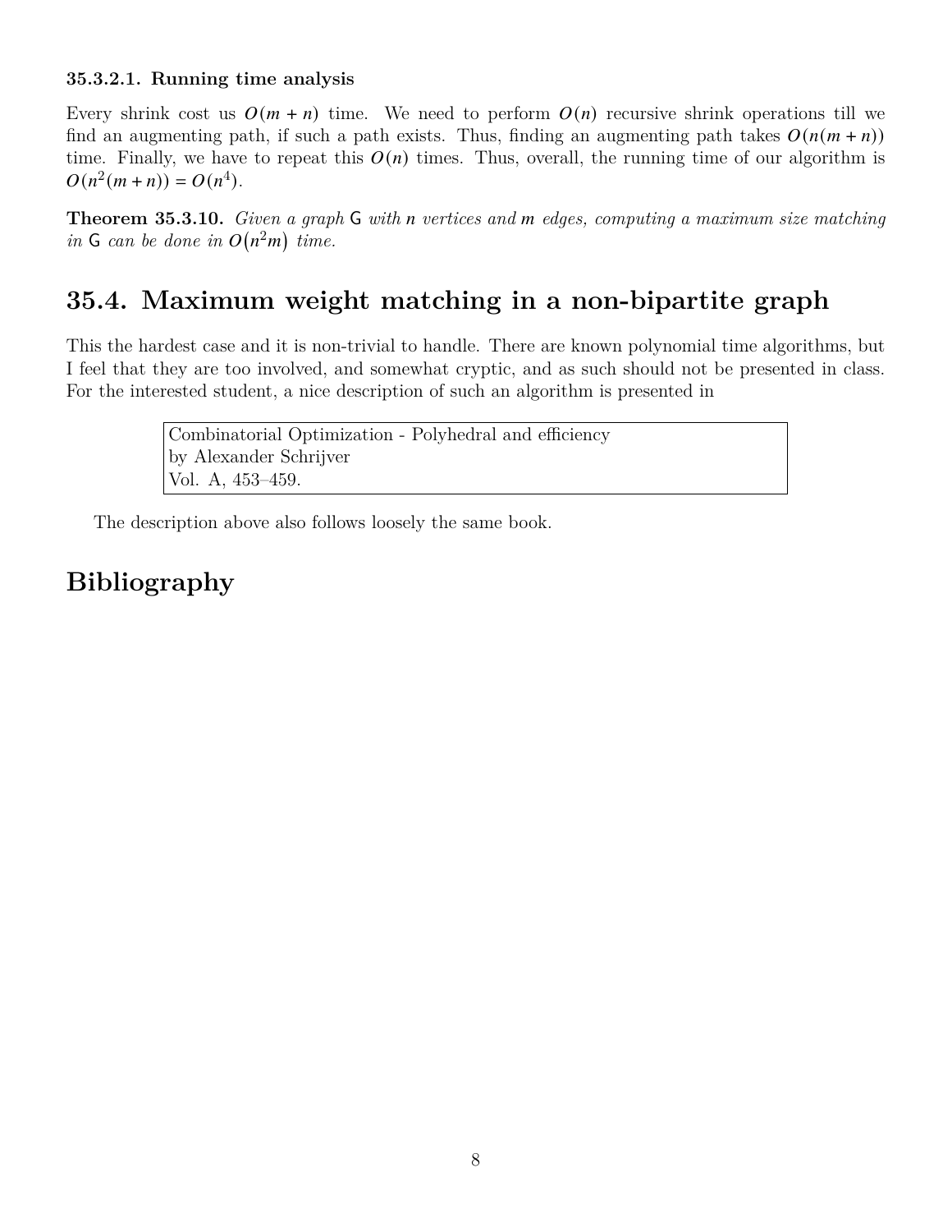#### 35.3.2.1. Running time analysis

Every shrink cost us $O(m + n)$ time. We need to perform $O(n)$ recursive shrink operations till we find an augmenting path, if such a path exists. Thus, finding an augmenting path takes $O(n(m + n))$ time. Finally, we have to repeat this $O(n)$ times. Thus, overall, the running time of our algorithm is $O(n^2(m + n)) = O(n^4)$.

**Theorem 35.3.10.** *Given a graph* $\mathsf{G}$ *with* $n$ *vertices and* $m$ *edges, computing a maximum size matching in* $\mathsf{G}$ *can be done in* $O(n^2 m)$ *time.*

## 35.4. Maximum weight matching in a non-bipartite graph

This the hardest case and it is non-trivial to handle. There are known polynomial time algorithms, but I feel that they are too involved, and somewhat cryptic, and as such should not be presented in class. For the interested student, a nice description of such an algorithm is presented in

> Combinatorial Optimization - Polyhedral and efficiency
> by Alexander Schrijver
> Vol. A, 453–459.

The description above also follows loosely the same book.

## Bibliography